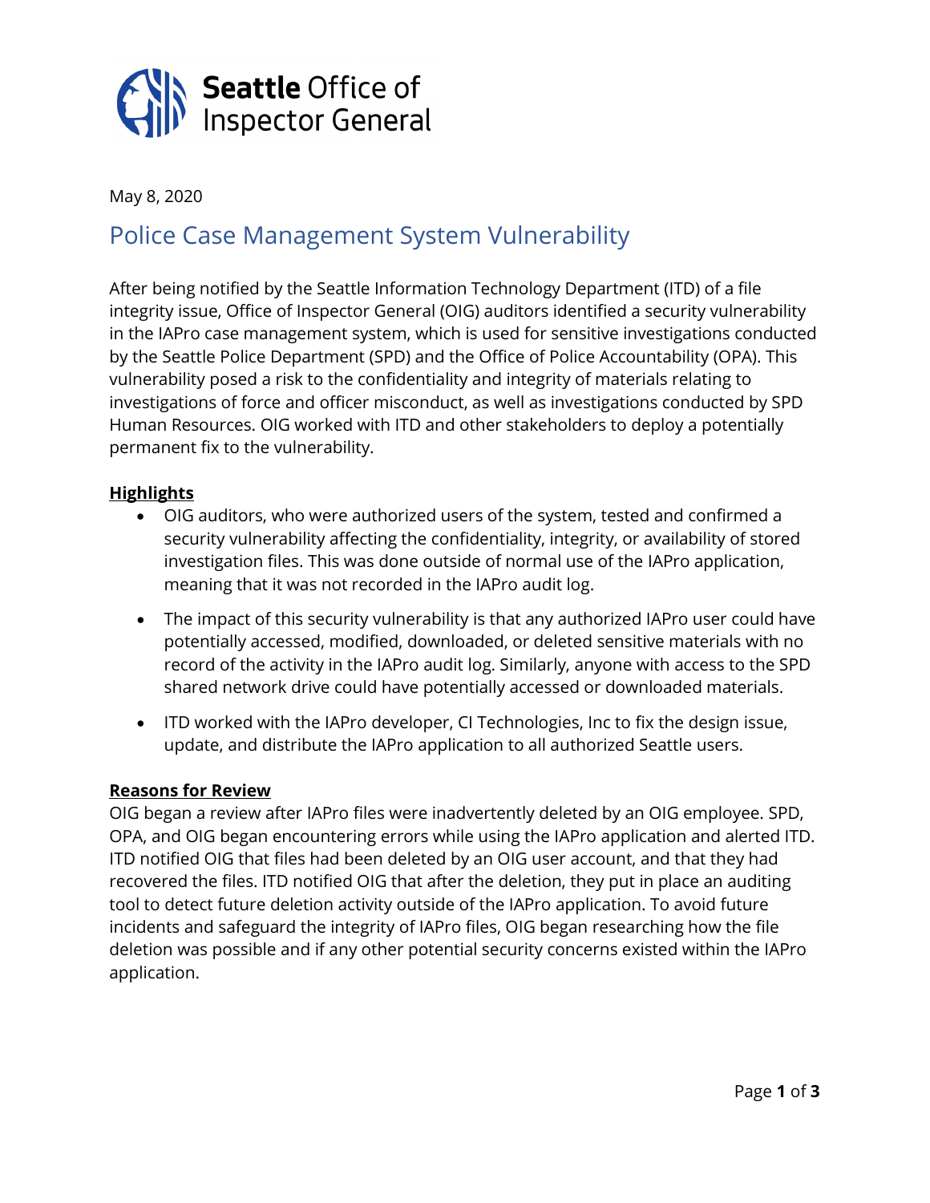# Seattle Office of Inspector General

May 8, 2020

## Police Case Management System Vulnerability

After being notified by the Seattle Information Technology Department (ITD) of a file integrity issue, Office of Inspector General (OIG) auditors identified a security vulnerability in the IAPro case management system, which is used for sensitive investigations conducted by the Seattle Police Department (SPD) and the Office of Police Accountability (OPA). This vulnerability posed a risk to the confidentiality and integrity of materials relating to investigations of force and officer misconduct, as well as investigations conducted by SPD Human Resources. OIG worked with ITD and other stakeholders to deploy a potentially permanent fix to the vulnerability.

### Highlights

- OIG auditors, who were authorized users of the system, tested and confirmed a security vulnerability affecting the confidentiality, integrity, or availability of stored investigation files. This was done outside of normal use of the IAPro application, meaning that it was not recorded in the IAPro audit log.
- The impact of this security vulnerability is that any authorized IAPro user could have potentially accessed, modified, downloaded, or deleted sensitive materials with no record of the activity in the IAPro audit log. Similarly, anyone with access to the SPD shared network drive could have potentially accessed or downloaded materials.
- ITD worked with the IAPro developer, CI Technologies, Inc to fix the design issue, update, and distribute the IAPro application to all authorized Seattle users.

### Reasons for Review

OIG began a review after IAPro files were inadvertently deleted by an OIG employee. SPD, OPA, and OIG began encountering errors while using the IAPro application and alerted ITD. ITD notified OIG that files had been deleted by an OIG user account, and that they had recovered the files. ITD notified OIG that after the deletion, they put in place an auditing tool to detect future deletion activity outside of the IAPro application. To avoid future incidents and safeguard the integrity of IAPro files, OIG began researching how the file deletion was possible and if any other potential security concerns existed within the IAPro application.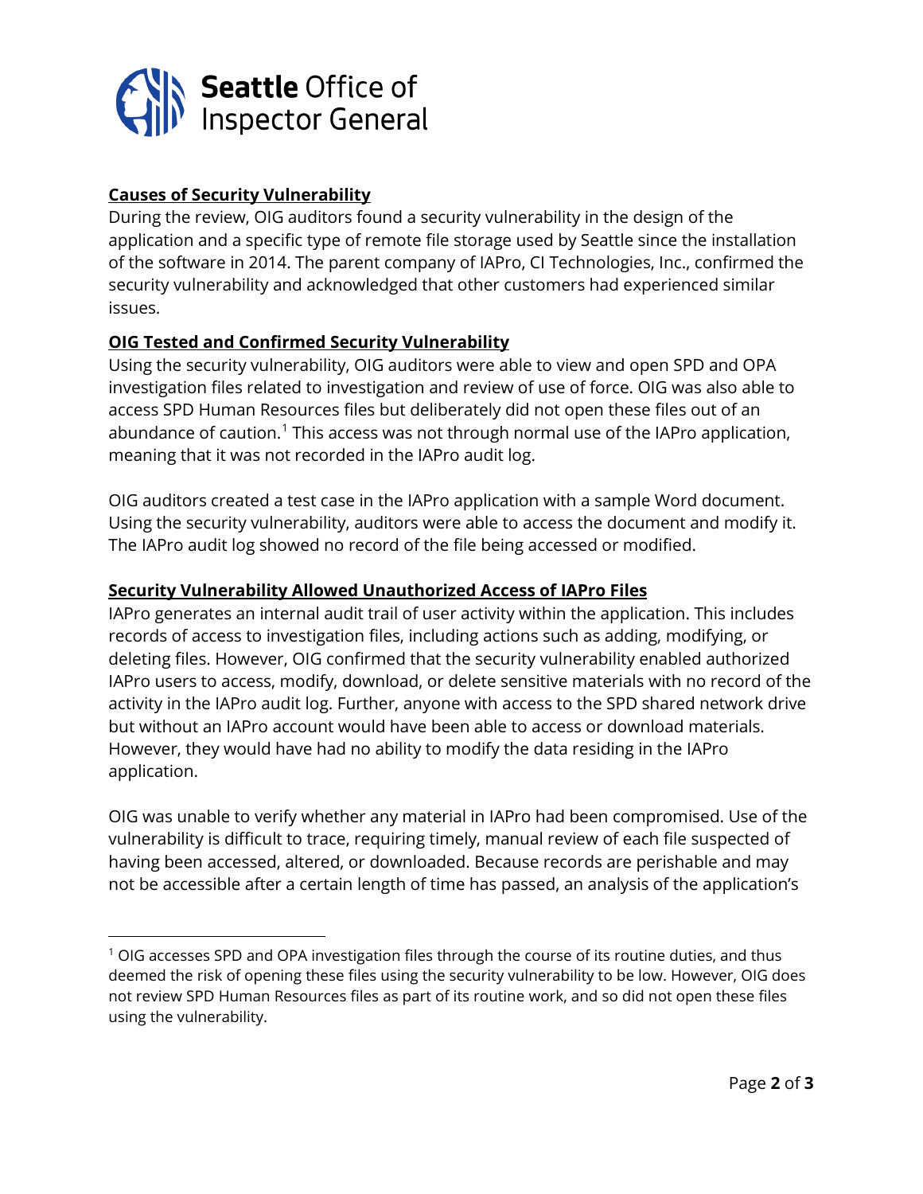### Causes of Security Vulnerability

During the review, OIG auditors found a security vulnerability in the design of the application and a specific type of remote file storage used by Seattle since the installation of the software in 2014. The parent company of IAPro, CI Technologies, Inc., confirmed the security vulnerability and acknowledged that other customers had experienced similar issues.

### OIG Tested and Confirmed Security Vulnerability

Using the security vulnerability, OIG auditors were able to view and open SPD and OPA investigation files related to investigation and review of use of force. OIG was also able to access SPD Human Resources files but deliberately did not open these files out of an abundance of caution.[1] This access was not through normal use of the IAPro application, meaning that it was not recorded in the IAPro audit log.

OIG auditors created a test case in the IAPro application with a sample Word document. Using the security vulnerability, auditors were able to access the document and modify it. The IAPro audit log showed no record of the file being accessed or modified.

### Security Vulnerability Allowed Unauthorized Access of IAPro Files

IAPro generates an internal audit trail of user activity within the application. This includes records of access to investigation files, including actions such as adding, modifying, or deleting files. However, OIG confirmed that the security vulnerability enabled authorized IAPro users to access, modify, download, or delete sensitive materials with no record of the activity in the IAPro audit log. Further, anyone with access to the SPD shared network drive but without an IAPro account would have been able to access or download materials. However, they would have had no ability to modify the data residing in the IAPro application.

OIG was unable to verify whether any material in IAPro had been compromised. Use of the vulnerability is difficult to trace, requiring timely, manual review of each file suspected of having been accessed, altered, or downloaded. Because records are perishable and may not be accessible after a certain length of time has passed, an analysis of the application's

[1] OIG accesses SPD and OPA investigation files through the course of its routine duties, and thus deemed the risk of opening these files using the security vulnerability to be low. However, OIG does not review SPD Human Resources files as part of its routine work, and so did not open these files using the vulnerability.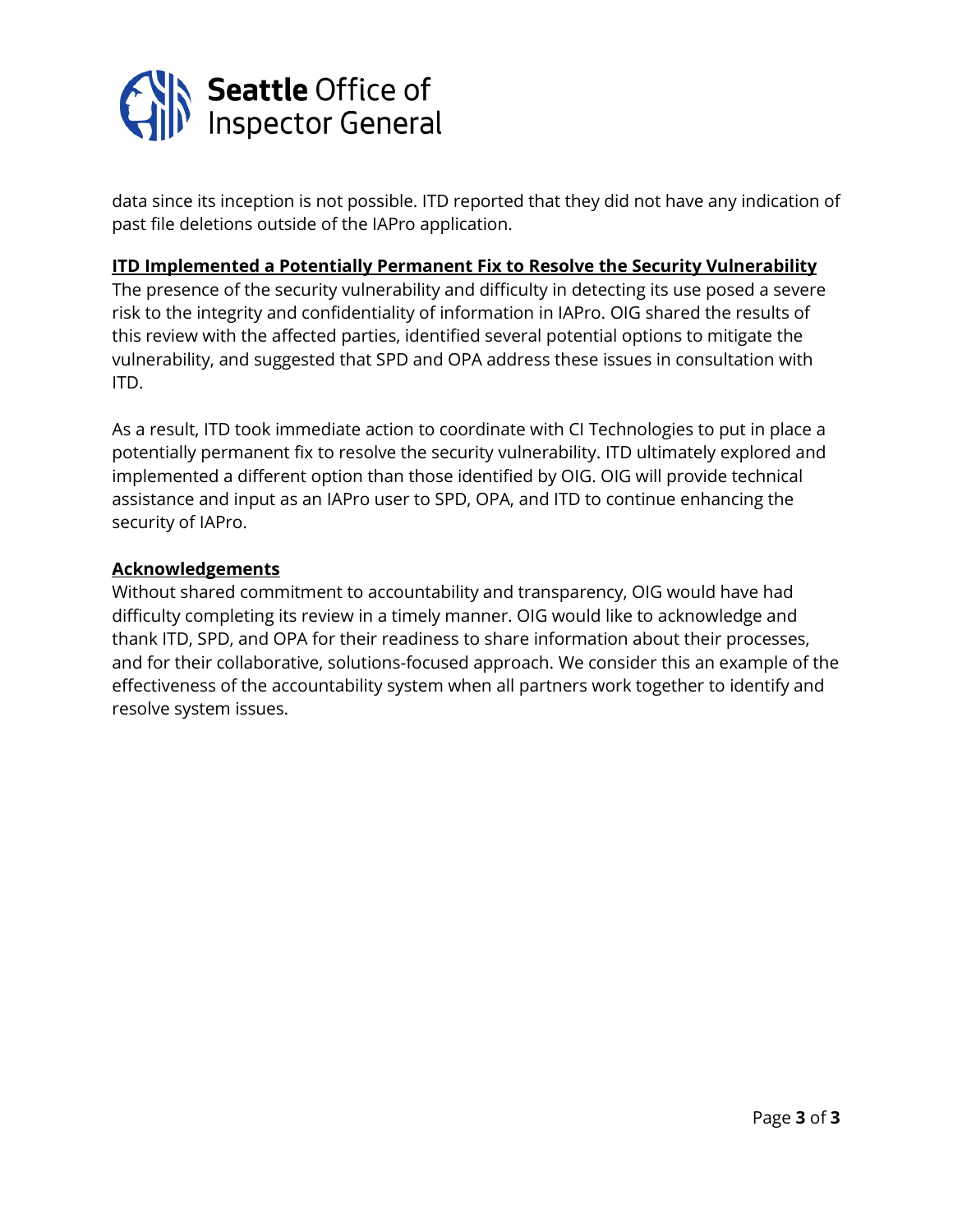data since its inception is not possible. ITD reported that they did not have any indication of past file deletions outside of the IAPro application.

## ITD Implemented a Potentially Permanent Fix to Resolve the Security Vulnerability

The presence of the security vulnerability and difficulty in detecting its use posed a severe risk to the integrity and confidentiality of information in IAPro. OIG shared the results of this review with the affected parties, identified several potential options to mitigate the vulnerability, and suggested that SPD and OPA address these issues in consultation with ITD.

As a result, ITD took immediate action to coordinate with CI Technologies to put in place a potentially permanent fix to resolve the security vulnerability. ITD ultimately explored and implemented a different option than those identified by OIG. OIG will provide technical assistance and input as an IAPro user to SPD, OPA, and ITD to continue enhancing the security of IAPro.

## Acknowledgements

Without shared commitment to accountability and transparency, OIG would have had difficulty completing its review in a timely manner. OIG would like to acknowledge and thank ITD, SPD, and OPA for their readiness to share information about their processes, and for their collaborative, solutions-focused approach. We consider this an example of the effectiveness of the accountability system when all partners work together to identify and resolve system issues.